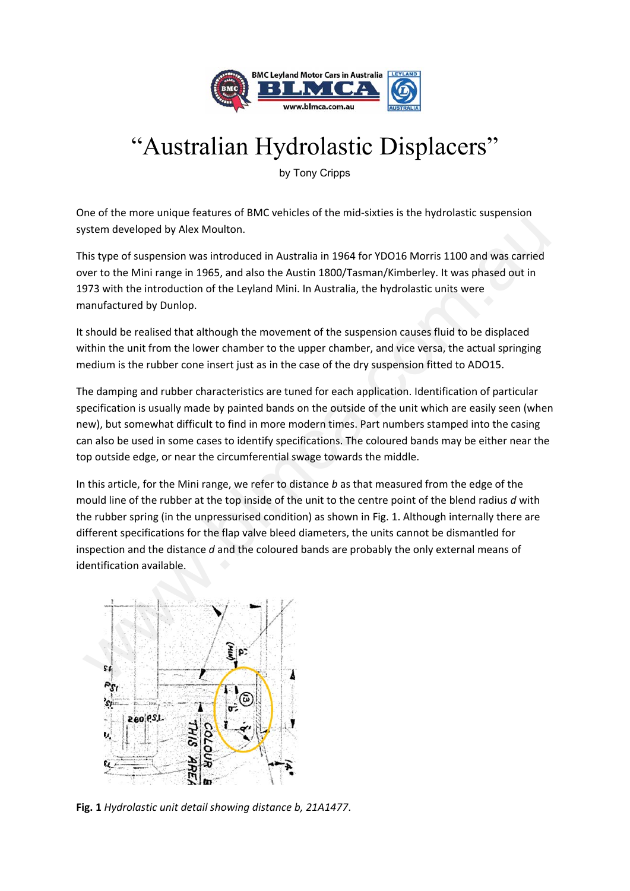# "Australian Hydrolastic Displacers"

by Tony Cripps

One of the more unique features of BMC vehicles of the mid-sixties is the hydrolastic suspension system developed by Alex Moulton.

This type of suspension was introduced in Australia in 1964 for YDO16 Morris 1100 and was carried over to the Mini range in 1965, and also the Austin 1800/Tasman/Kimberley. It was phased out in 1973 with the introduction of the Leyland Mini. In Australia, the hydrolastic units were manufactured by Dunlop.

It should be realised that although the movement of the suspension causes fluid to be displaced within the unit from the lower chamber to the upper chamber, and vice versa, the actual springing medium is the rubber cone insert just as in the case of the dry suspension fitted to ADO15.

The damping and rubber characteristics are tuned for each application. Identification of particular specification is usually made by painted bands on the outside of the unit which are easily seen (when new), but somewhat difficult to find in more modern times. Part numbers stamped into the casing can also be used in some cases to identify specifications. The coloured bands may be either near the top outside edge, or near the circumferential swage towards the middle.

In this article, for the Mini range, we refer to distance *b* as that measured from the edge of the mould line of the rubber at the top inside of the unit to the centre point of the blend radius *d* with the rubber spring (in the unpressurised condition) as shown in Fig. 1. Although internally there are different specifications for the flap valve bleed diameters, the units cannot be dismantled for inspection and the distance *d* and the coloured bands are probably the only external means of identification available.

**Fig. 1** *Hydrolastic unit detail showing distance b, 21A1477.*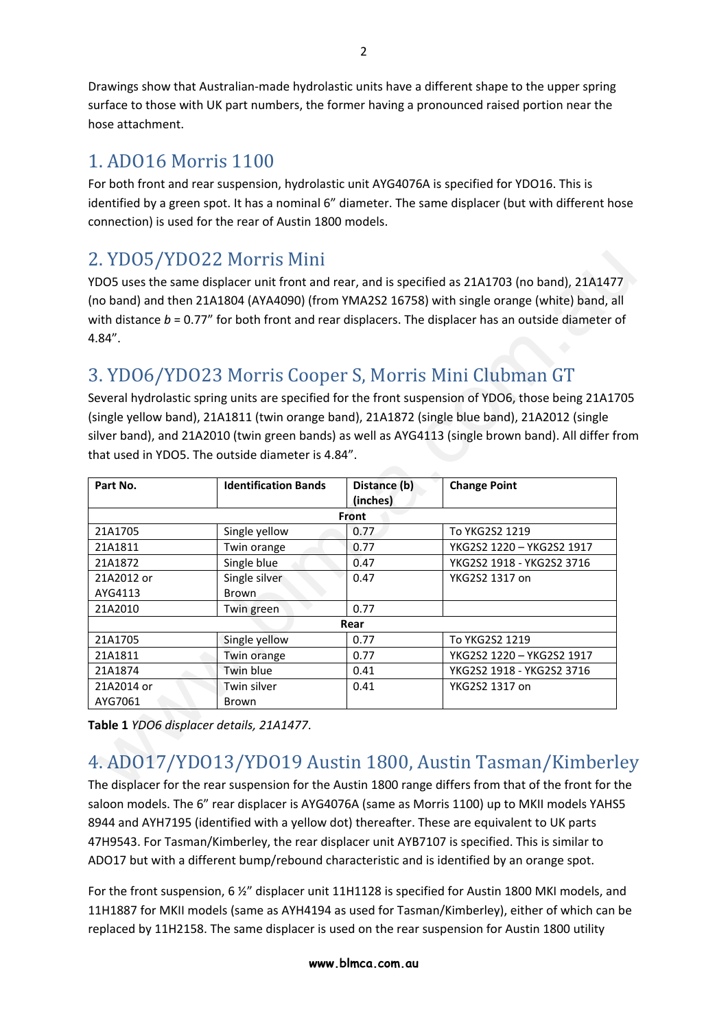Drawings show that Australian-made hydrolastic units have a different shape to the upper spring surface to those with UK part numbers, the former having a pronounced raised portion near the hose attachment.

## 1. ADO16 Morris 1100

For both front and rear suspension, hydrolastic unit AYG4076A is specified for YDO16. This is identified by a green spot. It has a nominal 6" diameter. The same displacer (but with different hose connection) is used for the rear of Austin 1800 models.

## 2. YDO5/YDO22 Morris Mini

YDO5 uses the same displacer unit front and rear, and is specified as 21A1703 (no band), 21A1477 (no band) and then 21A1804 (AYA4090) (from YMA2S2 16758) with single orange (white) band, all with distance *b* = 0.77" for both front and rear displacers. The displacer has an outside diameter of 4.84".

## 3. YDO6/YDO23 Morris Cooper S, Morris Mini Clubman GT

Several hydrolastic spring units are specified for the front suspension of YDO6, those being 21A1705 (single yellow band), 21A1811 (twin orange band), 21A1872 (single blue band), 21A2012 (single silver band), and 21A2010 (twin green bands) as well as AYG4113 (single brown band). All differ from that used in YDO5. The outside diameter is 4.84".

| Part No. | Identification Bands | Distance (b) (inches) | Change Point |
|---|---|---|---|
| | | **Front** | |
| 21A1705 | Single yellow | 0.77 | To YKG2S2 1219 |
| 21A1811 | Twin orange | 0.77 | YKG2S2 1220 – YKG2S2 1917 |
| 21A1872 | Single blue | 0.47 | YKG2S2 1918 - YKG2S2 3716 |
| 21A2012 or AYG4113 | Single silver Brown | 0.47 | YKG2S2 1317 on |
| 21A2010 | Twin green | 0.77 | |
| | | **Rear** | |
| 21A1705 | Single yellow | 0.77 | To YKG2S2 1219 |
| 21A1811 | Twin orange | 0.77 | YKG2S2 1220 – YKG2S2 1917 |
| 21A1874 | Twin blue | 0.41 | YKG2S2 1918 - YKG2S2 3716 |
| 21A2014 or AYG7061 | Twin silver Brown | 0.41 | YKG2S2 1317 on |

**Table 1** *YDO6 displacer details, 21A1477.*

## 4. ADO17/YDO13/YDO19 Austin 1800, Austin Tasman/Kimberley

The displacer for the rear suspension for the Austin 1800 range differs from that of the front for the saloon models. The 6" rear displacer is AYG4076A (same as Morris 1100) up to MKII models YAHS5 8944 and AYH7195 (identified with a yellow dot) thereafter. These are equivalent to UK parts 47H9543. For Tasman/Kimberley, the rear displacer unit AYB7107 is specified. This is similar to ADO17 but with a different bump/rebound characteristic and is identified by an orange spot.

For the front suspension, 6 ½" displacer unit 11H1128 is specified for Austin 1800 MKI models, and 11H1887 for MKII models (same as AYH4194 as used for Tasman/Kimberley), either of which can be replaced by 11H2158. The same displacer is used on the rear suspension for Austin 1800 utility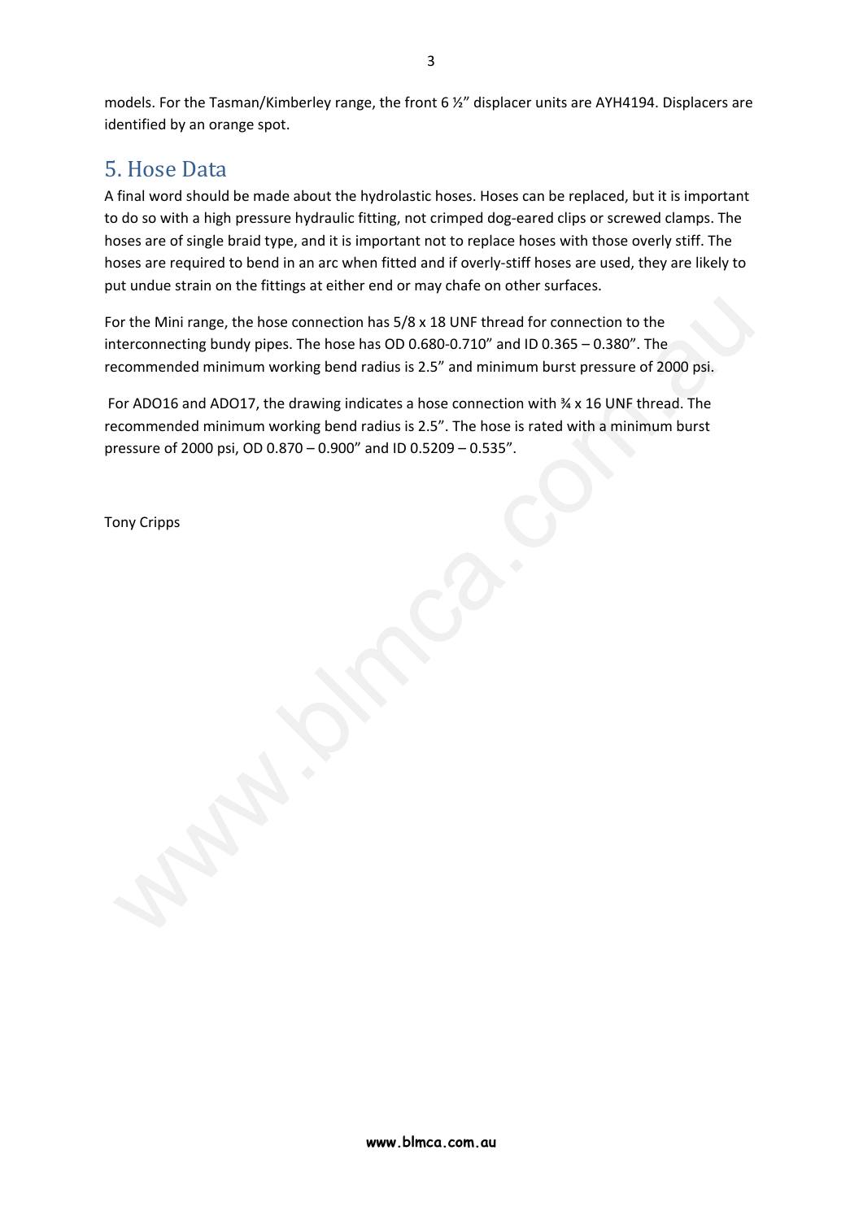models. For the Tasman/Kimberley range, the front 6 ½" displacer units are AYH4194. Displacers are identified by an orange spot.

## 5. Hose Data

A final word should be made about the hydrolastic hoses. Hoses can be replaced, but it is important to do so with a high pressure hydraulic fitting, not crimped dog-eared clips or screwed clamps. The hoses are of single braid type, and it is important not to replace hoses with those overly stiff. The hoses are required to bend in an arc when fitted and if overly-stiff hoses are used, they are likely to put undue strain on the fittings at either end or may chafe on other surfaces.

For the Mini range, the hose connection has 5/8 x 18 UNF thread for connection to the interconnecting bundy pipes. The hose has OD 0.680-0.710" and ID 0.365 – 0.380". The recommended minimum working bend radius is 2.5" and minimum burst pressure of 2000 psi.

For ADO16 and ADO17, the drawing indicates a hose connection with ¾ x 16 UNF thread. The recommended minimum working bend radius is 2.5". The hose is rated with a minimum burst pressure of 2000 psi, OD 0.870 – 0.900" and ID 0.5209 – 0.535".

Tony Cripps